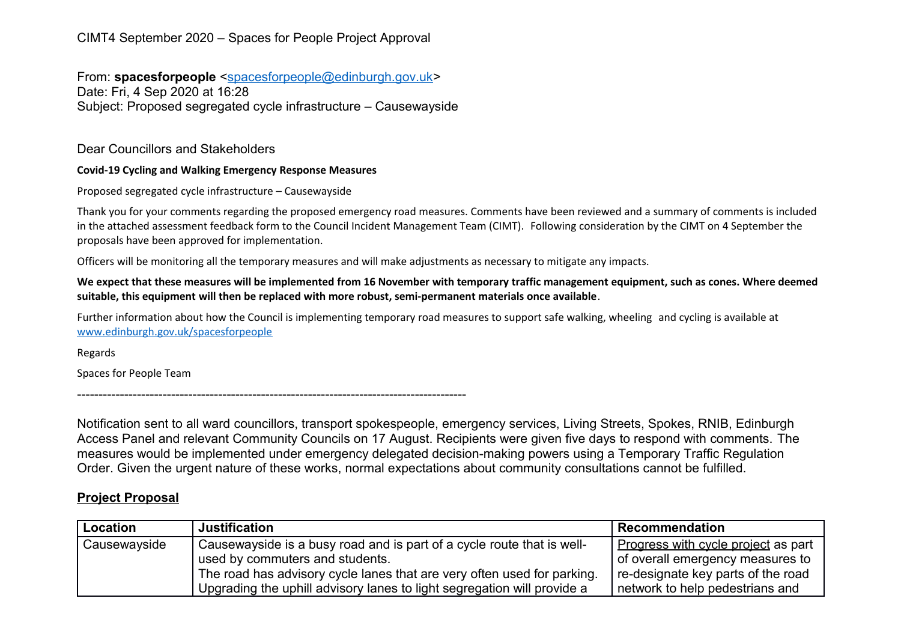CIMT4 September 2020 – Spaces for People Project Approval

From: **spacesforpeople** <spacesforpeople@edinburgh.gov.uk>
Date: Fri, 4 Sep 2020 at 16:28
Subject: Proposed segregated cycle infrastructure – Causewayside

Dear Councillors and Stakeholders

**Covid-19 Cycling and Walking Emergency Response Measures**

Proposed segregated cycle infrastructure – Causewayside

Thank you for your comments regarding the proposed emergency road measures. Comments have been reviewed and a summary of comments is included in the attached assessment feedback form to the Council Incident Management Team (CIMT). Following consideration by the CIMT on 4 September the proposals have been approved for implementation.

Officers will be monitoring all the temporary measures and will make adjustments as necessary to mitigate any impacts.

**We expect that these measures will be implemented from 16 November with temporary traffic management equipment, such as cones. Where deemed suitable, this equipment will then be replaced with more robust, semi-permanent materials once available**.

Further information about how the Council is implementing temporary road measures to support safe walking, wheeling and cycling is available at www.edinburgh.gov.uk/spacesforpeople

Regards

Spaces for People Team

------------------------------------------------------------------------------------------

Notification sent to all ward councillors, transport spokespeople, emergency services, Living Streets, Spokes, RNIB, Edinburgh Access Panel and relevant Community Councils on 17 August. Recipients were given five days to respond with comments. The measures would be implemented under emergency delegated decision-making powers using a Temporary Traffic Regulation Order. Given the urgent nature of these works, normal expectations about community consultations cannot be fulfilled.

## Project Proposal

| Location | Justification | Recommendation |
|---|---|---|
| Causewayside | Causewayside is a busy road and is part of a cycle route that is well-used by commuters and students.<br>The road has advisory cycle lanes that are very often used for parking. Upgrading the uphill advisory lanes to light segregation will provide a | Progress with cycle project as part of overall emergency measures to re-designate key parts of the road network to help pedestrians and |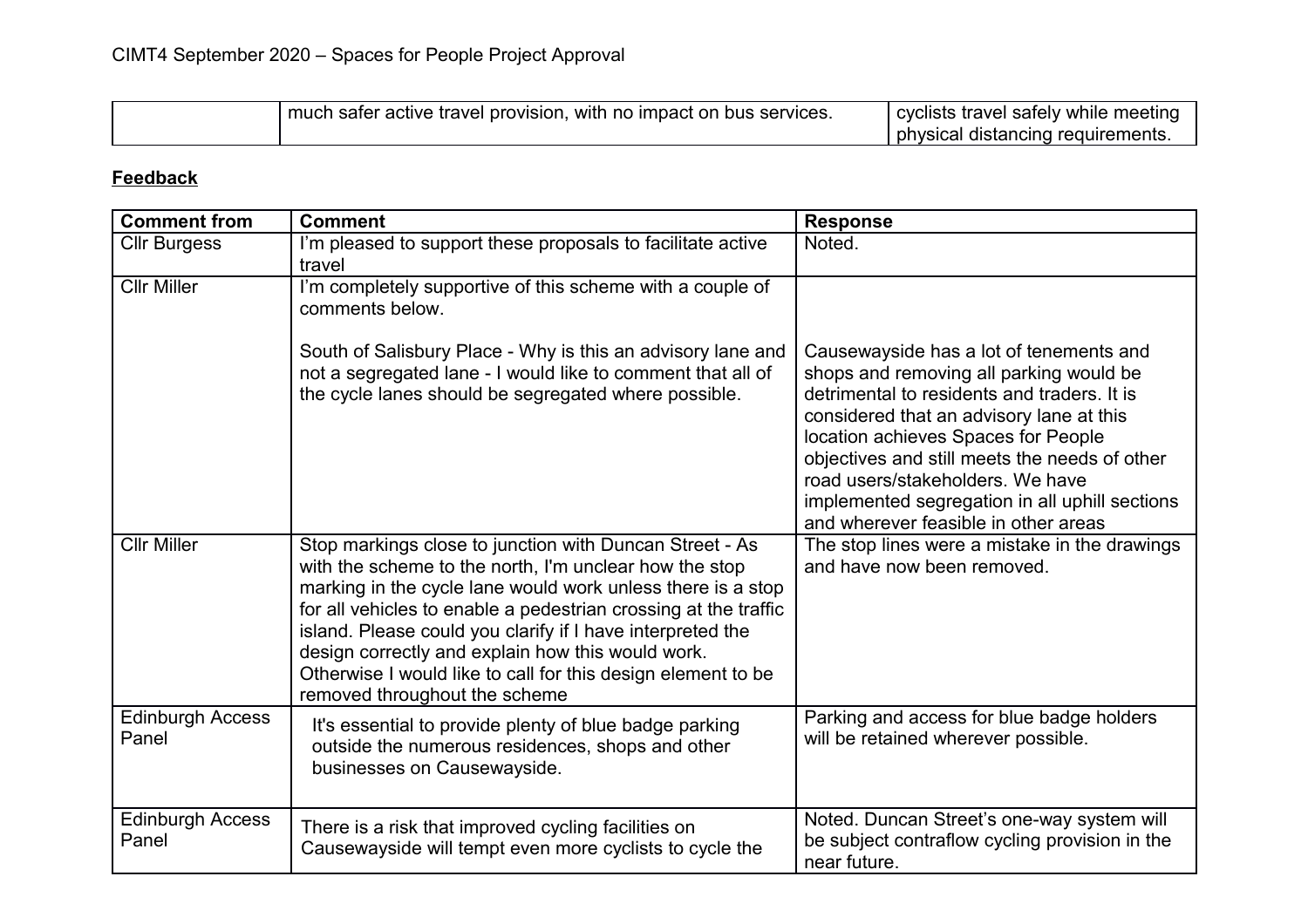| | much safer active travel provision, with no impact on bus services. | cyclists travel safely while meeting physical distancing requirements. |
|---|---|---|

**Feedback**

| Comment from | Comment | Response |
|---|---|---|
| Cllr Burgess | I'm pleased to support these proposals to facilitate active travel | Noted. |
| Cllr Miller | I'm completely supportive of this scheme with a couple of comments below.<br><br>South of Salisbury Place - Why is this an advisory lane and not a segregated lane - I would like to comment that all of the cycle lanes should be segregated where possible. | Causewayside has a lot of tenements and shops and removing all parking would be detrimental to residents and traders. It is considered that an advisory lane at this location achieves Spaces for People objectives and still meets the needs of other road users/stakeholders. We have implemented segregation in all uphill sections and wherever feasible in other areas |
| Cllr Miller | Stop markings close to junction with Duncan Street - As with the scheme to the north, I'm unclear how the stop marking in the cycle lane would work unless there is a stop for all vehicles to enable a pedestrian crossing at the traffic island. Please could you clarify if I have interpreted the design correctly and explain how this would work. Otherwise I would like to call for this design element to be removed throughout the scheme | The stop lines were a mistake in the drawings and have now been removed. |
| Edinburgh Access Panel | It's essential to provide plenty of blue badge parking outside the numerous residences, shops and other businesses on Causewayside. | Parking and access for blue badge holders will be retained wherever possible. |
| Edinburgh Access Panel | There is a risk that improved cycling facilities on Causewayside will tempt even more cyclists to cycle the | Noted. Duncan Street's one-way system will be subject contraflow cycling provision in the near future. |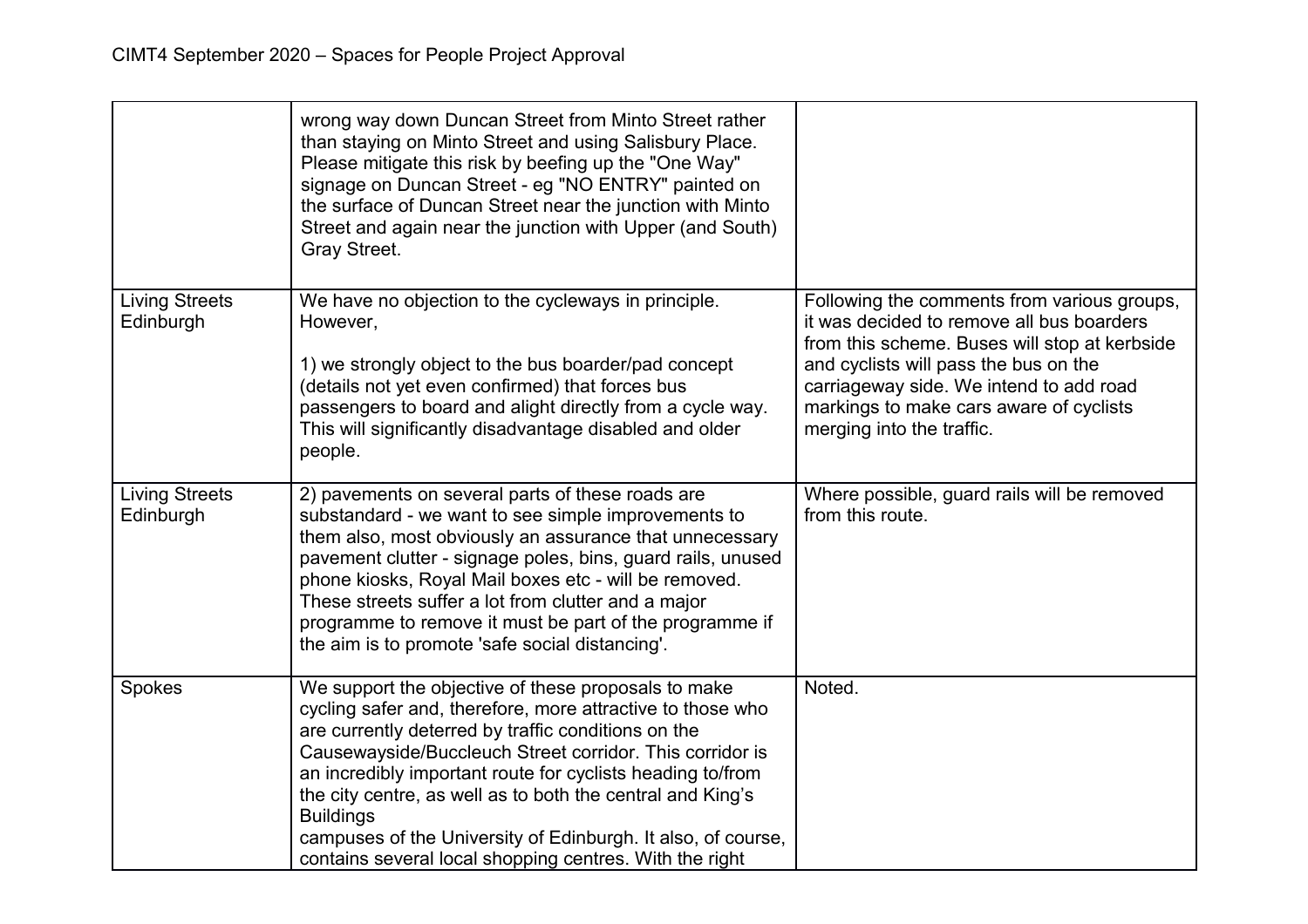| | | |
|---|---|---|
| | wrong way down Duncan Street from Minto Street rather than staying on Minto Street and using Salisbury Place. Please mitigate this risk by beefing up the "One Way" signage on Duncan Street - eg "NO ENTRY" painted on the surface of Duncan Street near the junction with Minto Street and again near the junction with Upper (and South) Gray Street. | |
| Living Streets Edinburgh | We have no objection to the cycleways in principle. However,<br><br>1) we strongly object to the bus boarder/pad concept (details not yet even confirmed) that forces bus passengers to board and alight directly from a cycle way. This will significantly disadvantage disabled and older people. | Following the comments from various groups, it was decided to remove all bus boarders from this scheme. Buses will stop at kerbside and cyclists will pass the bus on the carriageway side. We intend to add road markings to make cars aware of cyclists merging into the traffic. |
| Living Streets Edinburgh | 2) pavements on several parts of these roads are substandard - we want to see simple improvements to them also, most obviously an assurance that unnecessary pavement clutter - signage poles, bins, guard rails, unused phone kiosks, Royal Mail boxes etc - will be removed. These streets suffer a lot from clutter and a major programme to remove it must be part of the programme if the aim is to promote 'safe social distancing'. | Where possible, guard rails will be removed from this route. |
| Spokes | We support the objective of these proposals to make cycling safer and, therefore, more attractive to those who are currently deterred by traffic conditions on the Causewayside/Buccleuch Street corridor. This corridor is an incredibly important route for cyclists heading to/from the city centre, as well as to both the central and King's Buildings<br>campuses of the University of Edinburgh. It also, of course, contains several local shopping centres. With the right | Noted. |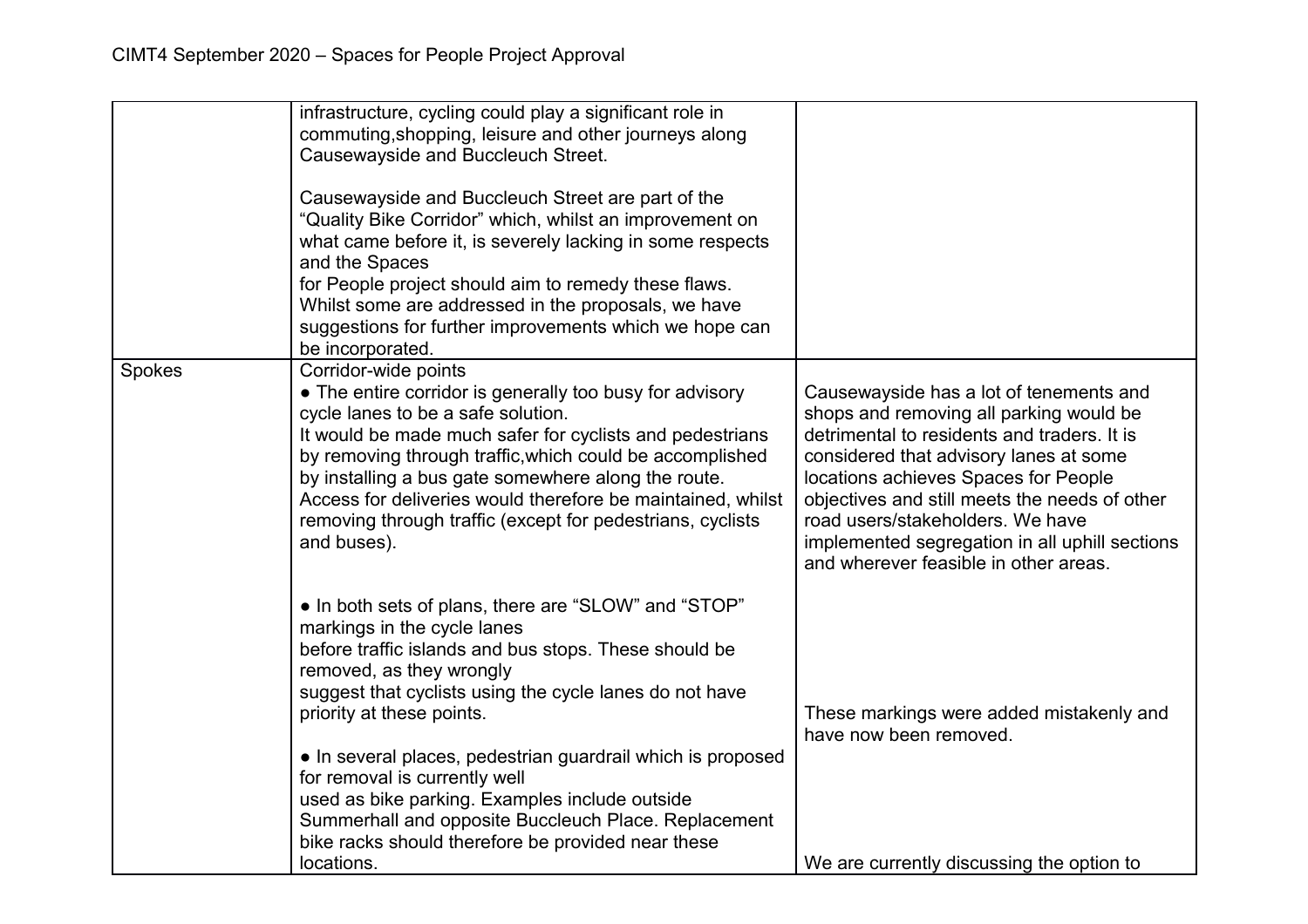| | | |
|---|---|---|
| | infrastructure, cycling could play a significant role in commuting,shopping, leisure and other journeys along Causewayside and Buccleuch Street.<br><br>Causewayside and Buccleuch Street are part of the "Quality Bike Corridor" which, whilst an improvement on what came before it, is severely lacking in some respects and the Spaces for People project should aim to remedy these flaws. Whilst some are addressed in the proposals, we have suggestions for further improvements which we hope can be incorporated. | |
| Spokes | Corridor-wide points<br>● The entire corridor is generally too busy for advisory cycle lanes to be a safe solution. It would be made much safer for cyclists and pedestrians by removing through traffic,which could be accomplished by installing a bus gate somewhere along the route. Access for deliveries would therefore be maintained, whilst removing through traffic (except for pedestrians, cyclists and buses).<br><br>● In both sets of plans, there are "SLOW" and "STOP" markings in the cycle lanes before traffic islands and bus stops. These should be removed, as they wrongly suggest that cyclists using the cycle lanes do not have priority at these points.<br><br>● In several places, pedestrian guardrail which is proposed for removal is currently well used as bike parking. Examples include outside Summerhall and opposite Buccleuch Place. Replacement bike racks should therefore be provided near these locations. | Causewayside has a lot of tenements and shops and removing all parking would be detrimental to residents and traders. It is considered that advisory lanes at some locations achieves Spaces for People objectives and still meets the needs of other road users/stakeholders. We have implemented segregation in all uphill sections and wherever feasible in other areas.<br><br>These markings were added mistakenly and have now been removed.<br><br>We are currently discussing the option to |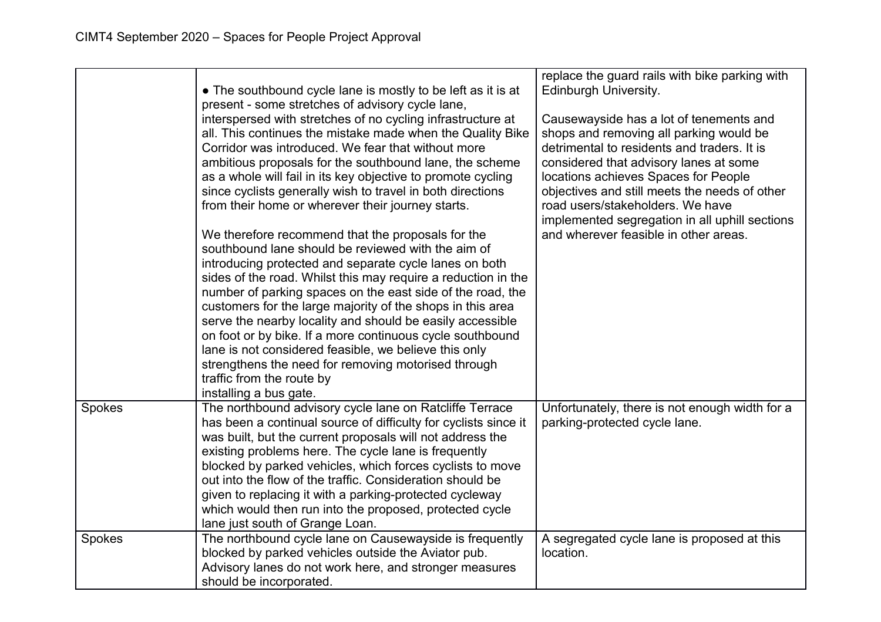| | | |
|---|---|---|
| | • The southbound cycle lane is mostly to be left as it is at present - some stretches of advisory cycle lane, interspersed with stretches of no cycling infrastructure at all. This continues the mistake made when the Quality Bike Corridor was introduced. We fear that without more ambitious proposals for the southbound lane, the scheme as a whole will fail in its key objective to promote cycling since cyclists generally wish to travel in both directions from their home or wherever their journey starts.<br><br>We therefore recommend that the proposals for the southbound lane should be reviewed with the aim of introducing protected and separate cycle lanes on both sides of the road. Whilst this may require a reduction in the number of parking spaces on the east side of the road, the customers for the large majority of the shops in this area serve the nearby locality and should be easily accessible on foot or by bike. If a more continuous cycle southbound lane is not considered feasible, we believe this only strengthens the need for removing motorised through traffic from the route by installing a bus gate. | replace the guard rails with bike parking with Edinburgh University.<br><br>Causewayside has a lot of tenements and shops and removing all parking would be detrimental to residents and traders. It is considered that advisory lanes at some locations achieves Spaces for People objectives and still meets the needs of other road users/stakeholders. We have implemented segregation in all uphill sections and wherever feasible in other areas. |
| Spokes | The northbound advisory cycle lane on Ratcliffe Terrace has been a continual source of difficulty for cyclists since it was built, but the current proposals will not address the existing problems here. The cycle lane is frequently blocked by parked vehicles, which forces cyclists to move out into the flow of the traffic. Consideration should be given to replacing it with a parking-protected cycleway which would then run into the proposed, protected cycle lane just south of Grange Loan. | Unfortunately, there is not enough width for a parking-protected cycle lane. |
| Spokes | The northbound cycle lane on Causewayside is frequently blocked by parked vehicles outside the Aviator pub. Advisory lanes do not work here, and stronger measures should be incorporated. | A segregated cycle lane is proposed at this location. |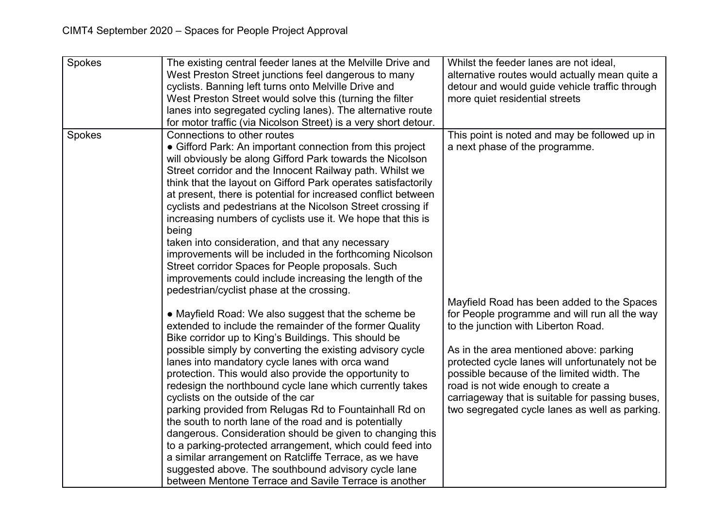| | | |
|---|---|---|
| Spokes | The existing central feeder lanes at the Melville Drive and West Preston Street junctions feel dangerous to many cyclists. Banning left turns onto Melville Drive and West Preston Street would solve this (turning the filter lanes into segregated cycling lanes). The alternative route for motor traffic (via Nicolson Street) is a very short detour. | Whilst the feeder lanes are not ideal, alternative routes would actually mean quite a detour and would guide vehicle traffic through more quiet residential streets |
| Spokes | Connections to other routes<br>● Gifford Park: An important connection from this project will obviously be along Gifford Park towards the Nicolson Street corridor and the Innocent Railway path. Whilst we think that the layout on Gifford Park operates satisfactorily at present, there is potential for increased conflict between cyclists and pedestrians at the Nicolson Street crossing if increasing numbers of cyclists use it. We hope that this is being taken into consideration, and that any necessary improvements will be included in the forthcoming Nicolson Street corridor Spaces for People proposals. Such improvements could include increasing the length of the pedestrian/cyclist phase at the crossing.<br><br>● Mayfield Road: We also suggest that the scheme be extended to include the remainder of the former Quality Bike corridor up to King's Buildings. This should be possible simply by converting the existing advisory cycle lanes into mandatory cycle lanes with orca wand protection. This would also provide the opportunity to redesign the northbound cycle lane which currently takes cyclists on the outside of the car parking provided from Relugas Rd to Fountainhall Rd on the south to north lane of the road and is potentially dangerous. Consideration should be given to changing this to a parking-protected arrangement, which could feed into a similar arrangement on Ratcliffe Terrace, as we have suggested above. The southbound advisory cycle lane between Mentone Terrace and Savile Terrace is another | This point is noted and may be followed up in a next phase of the programme.<br><br>Mayfield Road has been added to the Spaces for People programme and will run all the way to the junction with Liberton Road.<br><br>As in the area mentioned above: parking protected cycle lanes will unfortunately not be possible because of the limited width. The road is not wide enough to create a carriageway that is suitable for passing buses, two segregated cycle lanes as well as parking. |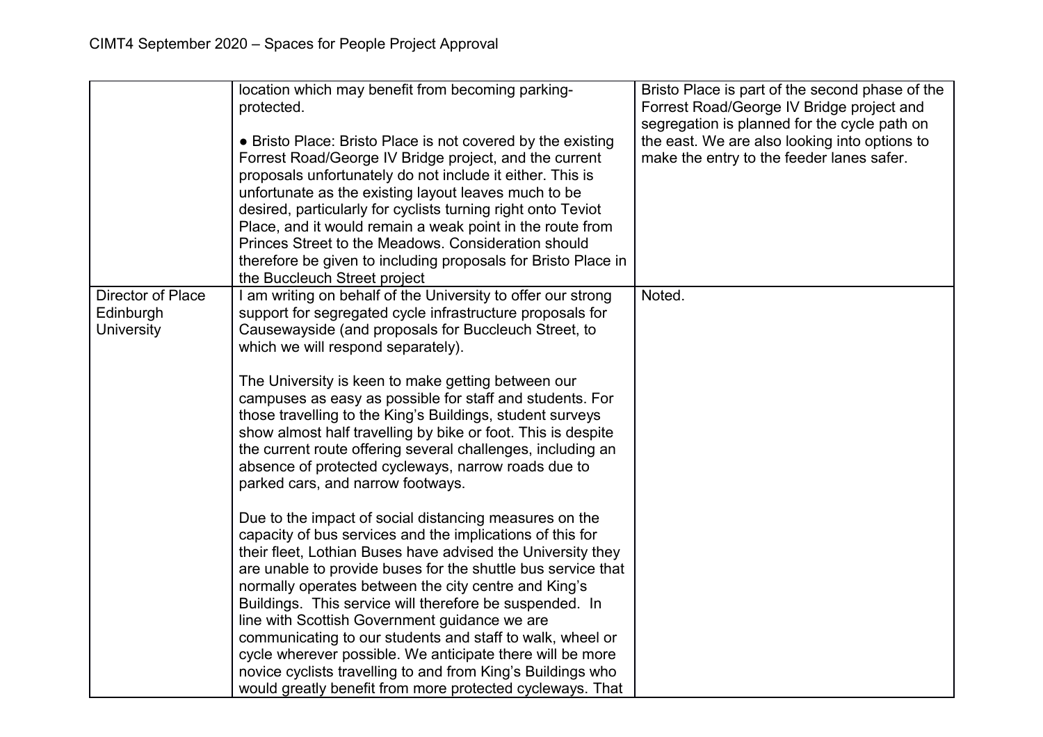| | | |
|---|---|---|
| | location which may benefit from becoming parking-protected.<br><br>● Bristo Place: Bristo Place is not covered by the existing Forrest Road/George IV Bridge project, and the current proposals unfortunately do not include it either. This is unfortunate as the existing layout leaves much to be desired, particularly for cyclists turning right onto Teviot Place, and it would remain a weak point in the route from Princes Street to the Meadows. Consideration should therefore be given to including proposals for Bristo Place in the Buccleuch Street project | Bristo Place is part of the second phase of the Forrest Road/George IV Bridge project and segregation is planned for the cycle path on the east. We are also looking into options to make the entry to the feeder lanes safer. |
| Director of Place Edinburgh University | I am writing on behalf of the University to offer our strong support for segregated cycle infrastructure proposals for Causewayside (and proposals for Buccleuch Street, to which we will respond separately).<br><br>The University is keen to make getting between our campuses as easy as possible for staff and students. For those travelling to the King's Buildings, student surveys show almost half travelling by bike or foot. This is despite the current route offering several challenges, including an absence of protected cycleways, narrow roads due to parked cars, and narrow footways.<br><br>Due to the impact of social distancing measures on the capacity of bus services and the implications of this for their fleet, Lothian Buses have advised the University they are unable to provide buses for the shuttle bus service that normally operates between the city centre and King's Buildings. This service will therefore be suspended. In line with Scottish Government guidance we are communicating to our students and staff to walk, wheel or cycle wherever possible. We anticipate there will be more novice cyclists travelling to and from King's Buildings who would greatly benefit from more protected cycleways. That | Noted. |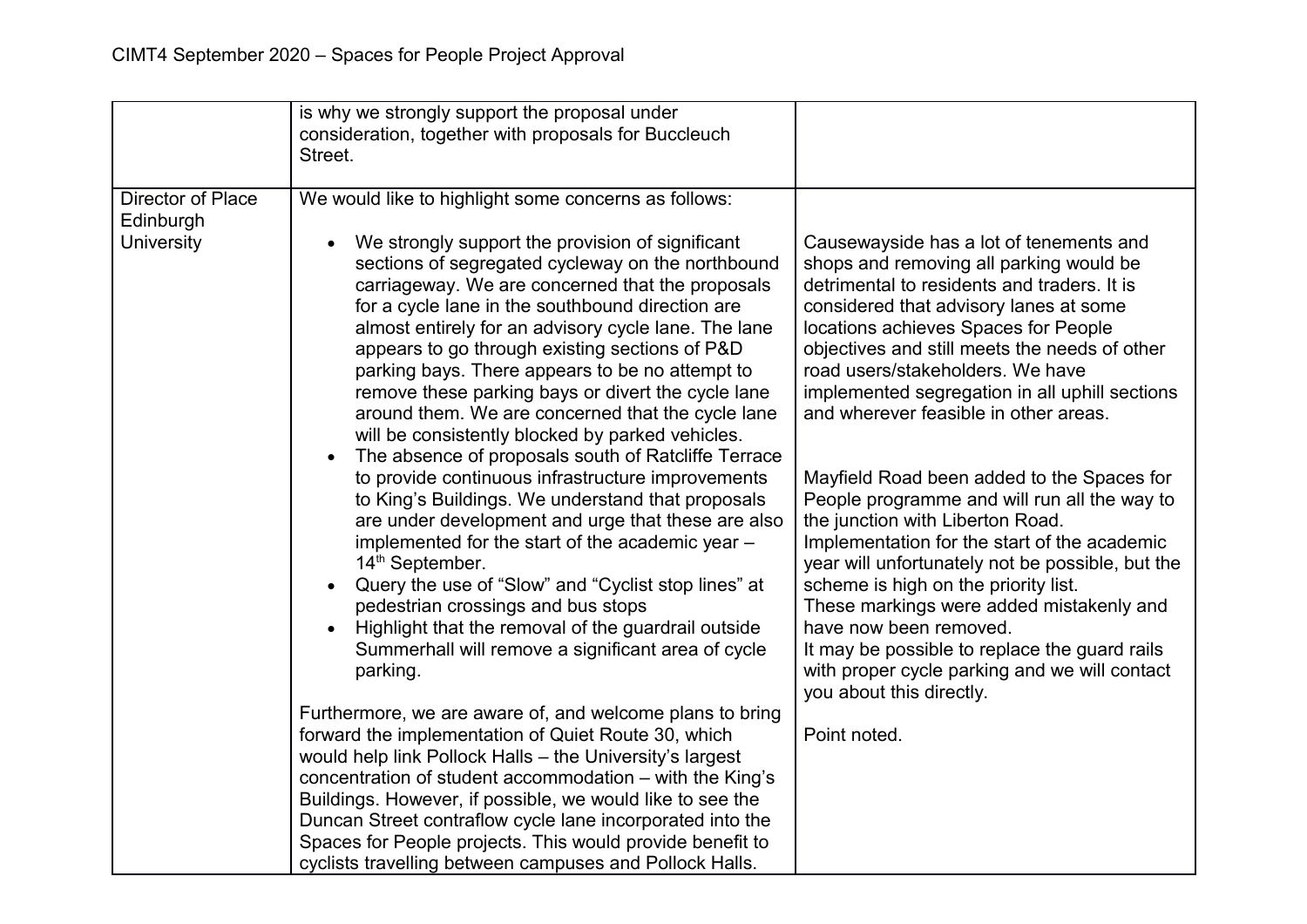| | | |
|---|---|---|
| | is why we strongly support the proposal under consideration, together with proposals for Buccleuch Street. | |
| Director of Place Edinburgh University | We would like to highlight some concerns as follows:<br><br>• We strongly support the provision of significant sections of segregated cycleway on the northbound carriageway. We are concerned that the proposals for a cycle lane in the southbound direction are almost entirely for an advisory cycle lane. The lane appears to go through existing sections of P&D parking bays. There appears to be no attempt to remove these parking bays or divert the cycle lane around them. We are concerned that the cycle lane will be consistently blocked by parked vehicles.<br>• The absence of proposals south of Ratcliffe Terrace to provide continuous infrastructure improvements to King's Buildings. We understand that proposals are under development and urge that these are also implemented for the start of the academic year – 14th September.<br>• Query the use of "Slow" and "Cyclist stop lines" at pedestrian crossings and bus stops<br>• Highlight that the removal of the guardrail outside Summerhall will remove a significant area of cycle parking.<br><br>Furthermore, we are aware of, and welcome plans to bring forward the implementation of Quiet Route 30, which would help link Pollock Halls – the University's largest concentration of student accommodation – with the King's Buildings. However, if possible, we would like to see the Duncan Street contraflow cycle lane incorporated into the Spaces for People projects. This would provide benefit to cyclists travelling between campuses and Pollock Halls. | Causewayside has a lot of tenements and shops and removing all parking would be detrimental to residents and traders. It is considered that advisory lanes at some locations achieves Spaces for People objectives and still meets the needs of other road users/stakeholders. We have implemented segregation in all uphill sections and wherever feasible in other areas.<br><br>Mayfield Road been added to the Spaces for People programme and will run all the way to the junction with Liberton Road. Implementation for the start of the academic year will unfortunately not be possible, but the scheme is high on the priority list.<br>These markings were added mistakenly and have now been removed.<br>It may be possible to replace the guard rails with proper cycle parking and we will contact you about this directly.<br><br>Point noted. |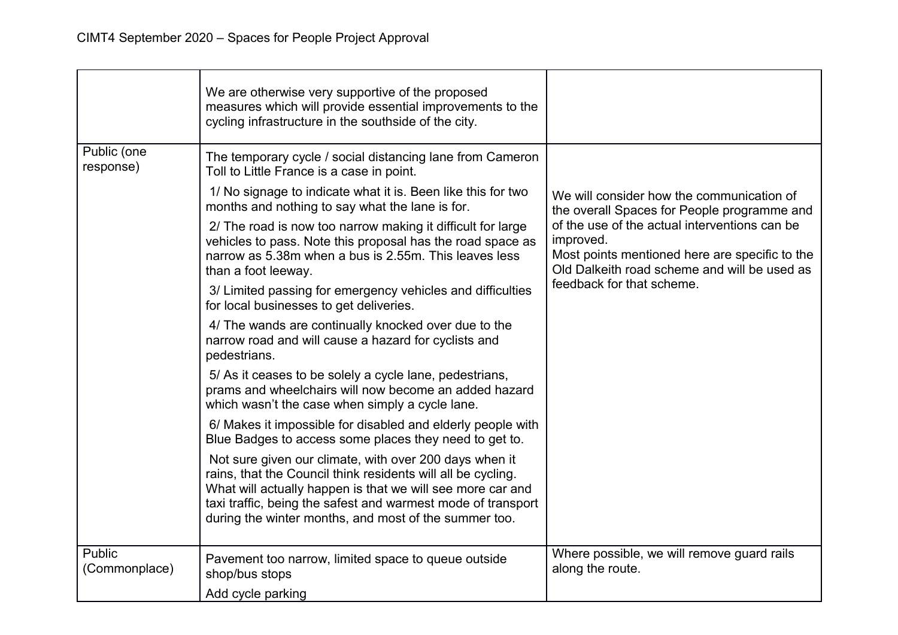| | | |
|---|---|---|
| | We are otherwise very supportive of the proposed measures which will provide essential improvements to the cycling infrastructure in the southside of the city. | |
| Public (one response) | The temporary cycle / social distancing lane from Cameron Toll to Little France is a case in point.<br>1/ No signage to indicate what it is. Been like this for two months and nothing to say what the lane is for.<br>2/ The road is now too narrow making it difficult for large vehicles to pass. Note this proposal has the road space as narrow as 5.38m when a bus is 2.55m. This leaves less than a foot leeway.<br>3/ Limited passing for emergency vehicles and difficulties for local businesses to get deliveries.<br>4/ The wands are continually knocked over due to the narrow road and will cause a hazard for cyclists and pedestrians.<br>5/ As it ceases to be solely a cycle lane, pedestrians, prams and wheelchairs will now become an added hazard which wasn't the case when simply a cycle lane.<br>6/ Makes it impossible for disabled and elderly people with Blue Badges to access some places they need to get to.<br>Not sure given our climate, with over 200 days when it rains, that the Council think residents will all be cycling. What will actually happen is that we will see more car and taxi traffic, being the safest and warmest mode of transport during the winter months, and most of the summer too. | We will consider how the communication of the overall Spaces for People programme and of the use of the actual interventions can be improved.<br>Most points mentioned here are specific to the Old Dalkeith road scheme and will be used as feedback for that scheme. |
| Public (Commonplace) | Pavement too narrow, limited space to queue outside shop/bus stops<br>Add cycle parking | Where possible, we will remove guard rails along the route. |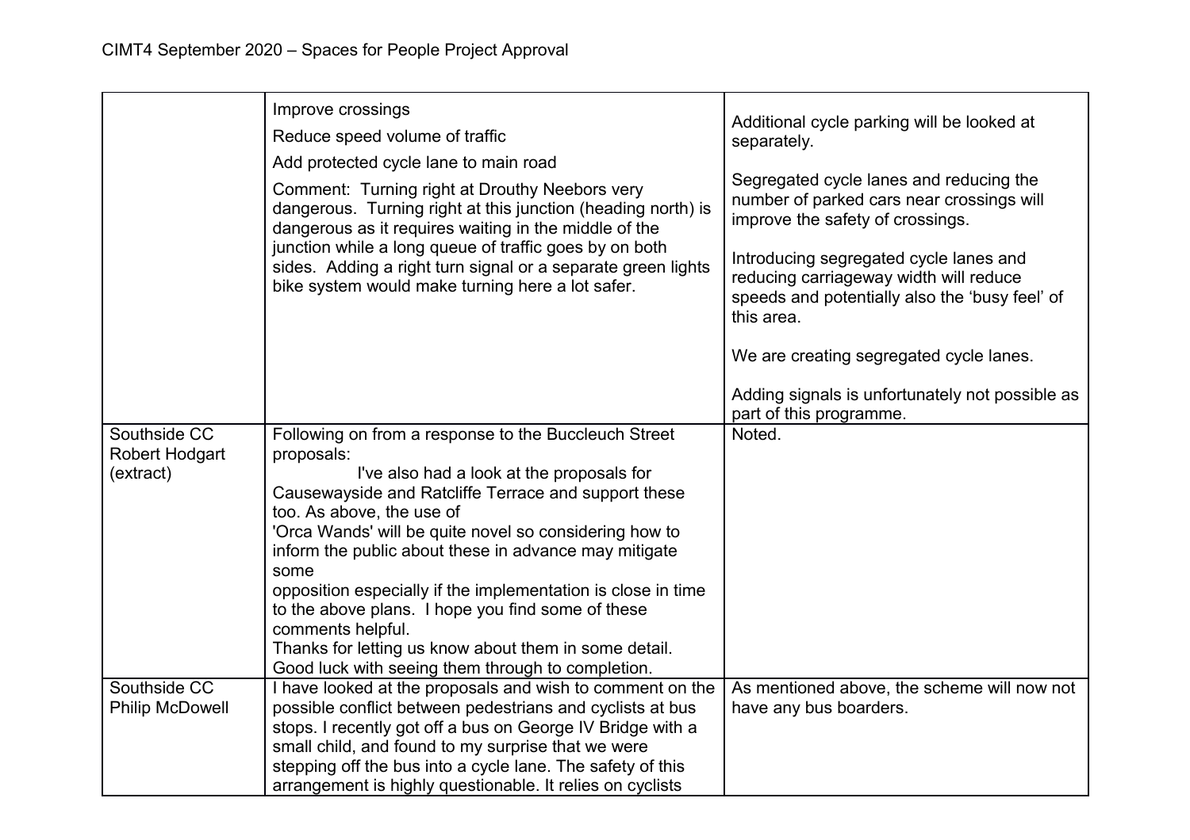| | | |
|---|---|---|
| | Improve crossings<br><br>Reduce speed volume of traffic<br><br>Add protected cycle lane to main road<br><br>Comment: Turning right at Drouthy Neebors very dangerous. Turning right at this junction (heading north) is dangerous as it requires waiting in the middle of the junction while a long queue of traffic goes by on both sides. Adding a right turn signal or a separate green lights bike system would make turning here a lot safer. | Additional cycle parking will be looked at separately.<br><br>Segregated cycle lanes and reducing the number of parked cars near crossings will improve the safety of crossings.<br><br>Introducing segregated cycle lanes and reducing carriageway width will reduce speeds and potentially also the 'busy feel' of this area.<br><br>We are creating segregated cycle lanes.<br><br>Adding signals is unfortunately not possible as part of this programme. |
| Southside CC Robert Hodgart (extract) | Following on from a response to the Buccleuch Street proposals:<br>I've also had a look at the proposals for Causewayside and Ratcliffe Terrace and support these too. As above, the use of 'Orca Wands' will be quite novel so considering how to inform the public about these in advance may mitigate some opposition especially if the implementation is close in time to the above plans. I hope you find some of these comments helpful.<br>Thanks for letting us know about them in some detail.<br>Good luck with seeing them through to completion. | Noted. |
| Southside CC Philip McDowell | I have looked at the proposals and wish to comment on the possible conflict between pedestrians and cyclists at bus stops. I recently got off a bus on George IV Bridge with a small child, and found to my surprise that we were stepping off the bus into a cycle lane. The safety of this arrangement is highly questionable. It relies on cyclists | As mentioned above, the scheme will now not have any bus boarders. |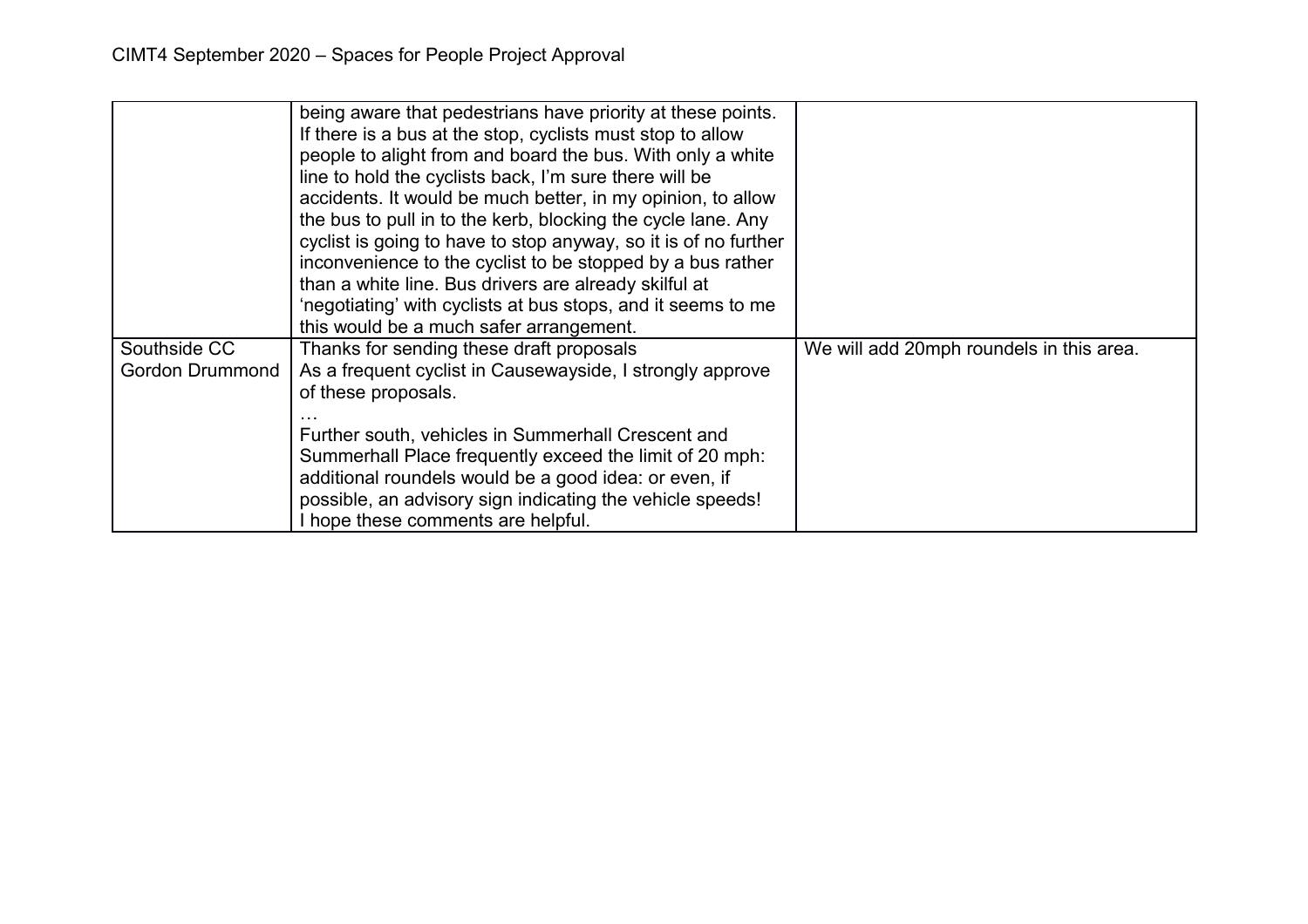| | | |
|---|---|---|
| | being aware that pedestrians have priority at these points. If there is a bus at the stop, cyclists must stop to allow people to alight from and board the bus. With only a white line to hold the cyclists back, I'm sure there will be accidents. It would be much better, in my opinion, to allow the bus to pull in to the kerb, blocking the cycle lane. Any cyclist is going to have to stop anyway, so it is of no further inconvenience to the cyclist to be stopped by a bus rather than a white line. Bus drivers are already skilful at 'negotiating' with cyclists at bus stops, and it seems to me this would be a much safer arrangement. | |
| Southside CC<br>Gordon Drummond | Thanks for sending these draft proposals<br>As a frequent cyclist in Causewayside, I strongly approve of these proposals.<br>…<br>Further south, vehicles in Summerhall Crescent and Summerhall Place frequently exceed the limit of 20 mph: additional roundels would be a good idea: or even, if possible, an advisory sign indicating the vehicle speeds!<br>I hope these comments are helpful. | We will add 20mph roundels in this area. |